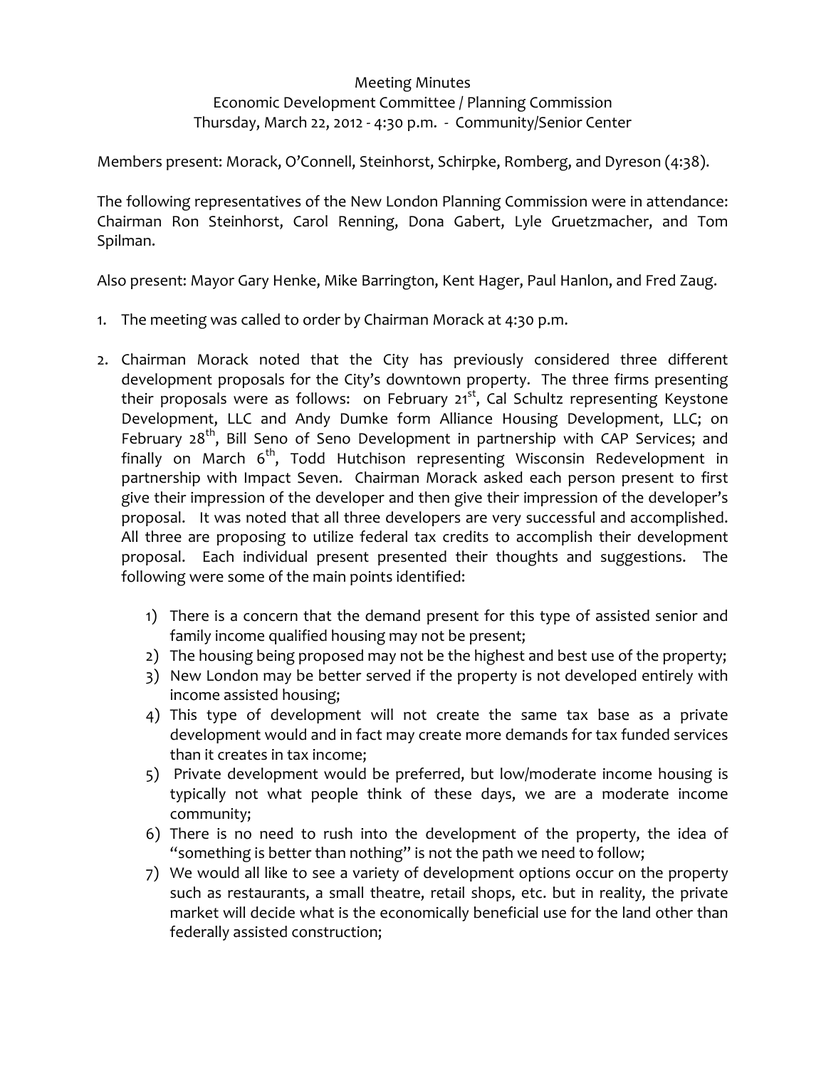Meeting Minutes
Economic Development Committee / Planning Commission
Thursday, March 22, 2012 - 4:30 p.m. - Community/Senior Center

Members present: Morack, O'Connell, Steinhorst, Schirpke, Romberg, and Dyreson (4:38).

The following representatives of the New London Planning Commission were in attendance: Chairman Ron Steinhorst, Carol Renning, Dona Gabert, Lyle Gruetzmacher, and Tom Spilman.

Also present: Mayor Gary Henke, Mike Barrington, Kent Hager, Paul Hanlon, and Fred Zaug.

1. The meeting was called to order by Chairman Morack at 4:30 p.m.

2. Chairman Morack noted that the City has previously considered three different development proposals for the City's downtown property. The three firms presenting their proposals were as follows: on February 21st, Cal Schultz representing Keystone Development, LLC and Andy Dumke form Alliance Housing Development, LLC; on February 28th, Bill Seno of Seno Development in partnership with CAP Services; and finally on March 6th, Todd Hutchison representing Wisconsin Redevelopment in partnership with Impact Seven. Chairman Morack asked each person present to first give their impression of the developer and then give their impression of the developer's proposal. It was noted that all three developers are very successful and accomplished. All three are proposing to utilize federal tax credits to accomplish their development proposal. Each individual present presented their thoughts and suggestions. The following were some of the main points identified:

    1) There is a concern that the demand present for this type of assisted senior and family income qualified housing may not be present;
    2) The housing being proposed may not be the highest and best use of the property;
    3) New London may be better served if the property is not developed entirely with income assisted housing;
    4) This type of development will not create the same tax base as a private development would and in fact may create more demands for tax funded services than it creates in tax income;
    5) Private development would be preferred, but low/moderate income housing is typically not what people think of these days, we are a moderate income community;
    6) There is no need to rush into the development of the property, the idea of "something is better than nothing" is not the path we need to follow;
    7) We would all like to see a variety of development options occur on the property such as restaurants, a small theatre, retail shops, etc. but in reality, the private market will decide what is the economically beneficial use for the land other than federally assisted construction;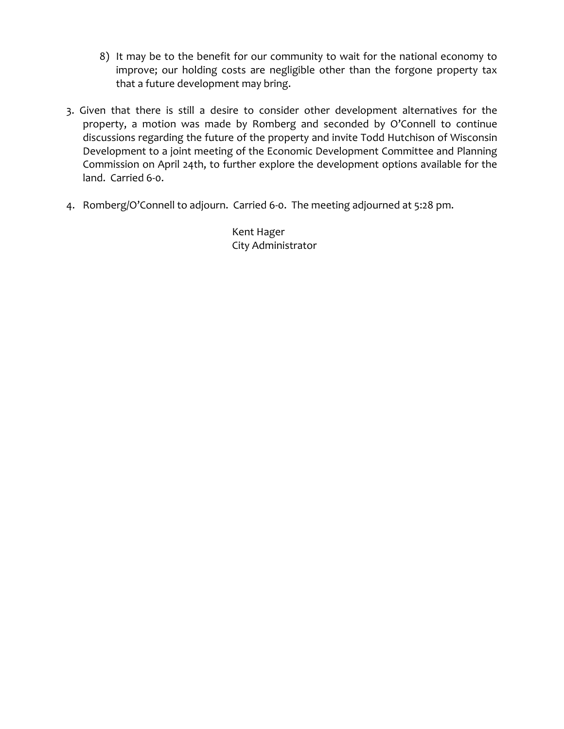8) It may be to the benefit for our community to wait for the national economy to improve; our holding costs are negligible other than the forgone property tax that a future development may bring.

3. Given that there is still a desire to consider other development alternatives for the property, a motion was made by Romberg and seconded by O'Connell to continue discussions regarding the future of the property and invite Todd Hutchison of Wisconsin Development to a joint meeting of the Economic Development Committee and Planning Commission on April 24th, to further explore the development options available for the land. Carried 6-0.

4. Romberg/O'Connell to adjourn. Carried 6-0. The meeting adjourned at 5:28 pm.

Kent Hager
City Administrator